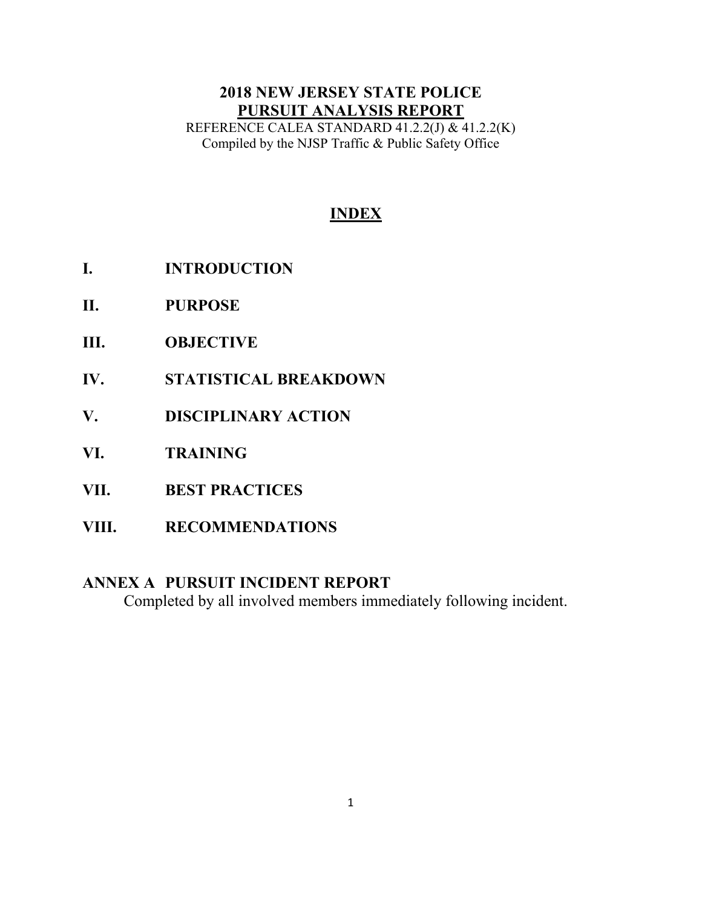# 2018 NEW JERSEY STATE POLICE
# PURSUIT ANALYSIS REPORT

REFERENCE CALEA STANDARD 41.2.2(J) & 41.2.2(K)
Compiled by the NJSP Traffic & Public Safety Office

## INDEX

**I. INTRODUCTION**

**II. PURPOSE**

**III. OBJECTIVE**

**IV. STATISTICAL BREAKDOWN**

**V. DISCIPLINARY ACTION**

**VI. TRAINING**

**VII. BEST PRACTICES**

**VIII. RECOMMENDATIONS**

**ANNEX A PURSUIT INCIDENT REPORT**

Completed by all involved members immediately following incident.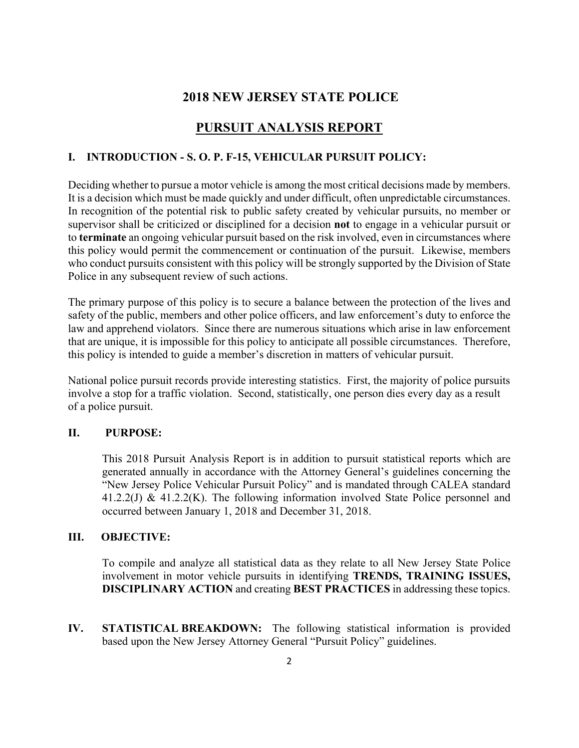# 2018 NEW JERSEY STATE POLICE

## PURSUIT ANALYSIS REPORT

### I. INTRODUCTION - S. O. P. F-15, VEHICULAR PURSUIT POLICY:

Deciding whether to pursue a motor vehicle is among the most critical decisions made by members. It is a decision which must be made quickly and under difficult, often unpredictable circumstances. In recognition of the potential risk to public safety created by vehicular pursuits, no member or supervisor shall be criticized or disciplined for a decision **not** to engage in a vehicular pursuit or to **terminate** an ongoing vehicular pursuit based on the risk involved, even in circumstances where this policy would permit the commencement or continuation of the pursuit. Likewise, members who conduct pursuits consistent with this policy will be strongly supported by the Division of State Police in any subsequent review of such actions.

The primary purpose of this policy is to secure a balance between the protection of the lives and safety of the public, members and other police officers, and law enforcement's duty to enforce the law and apprehend violators. Since there are numerous situations which arise in law enforcement that are unique, it is impossible for this policy to anticipate all possible circumstances. Therefore, this policy is intended to guide a member's discretion in matters of vehicular pursuit.

National police pursuit records provide interesting statistics. First, the majority of police pursuits involve a stop for a traffic violation. Second, statistically, one person dies every day as a result of a police pursuit.

### II. PURPOSE:

This 2018 Pursuit Analysis Report is in addition to pursuit statistical reports which are generated annually in accordance with the Attorney General's guidelines concerning the "New Jersey Police Vehicular Pursuit Policy" and is mandated through CALEA standard 41.2.2(J) & 41.2.2(K). The following information involved State Police personnel and occurred between January 1, 2018 and December 31, 2018.

### III. OBJECTIVE:

To compile and analyze all statistical data as they relate to all New Jersey State Police involvement in motor vehicle pursuits in identifying **TRENDS, TRAINING ISSUES, DISCIPLINARY ACTION** and creating **BEST PRACTICES** in addressing these topics.

### IV. STATISTICAL BREAKDOWN:

The following statistical information is provided based upon the New Jersey Attorney General "Pursuit Policy" guidelines.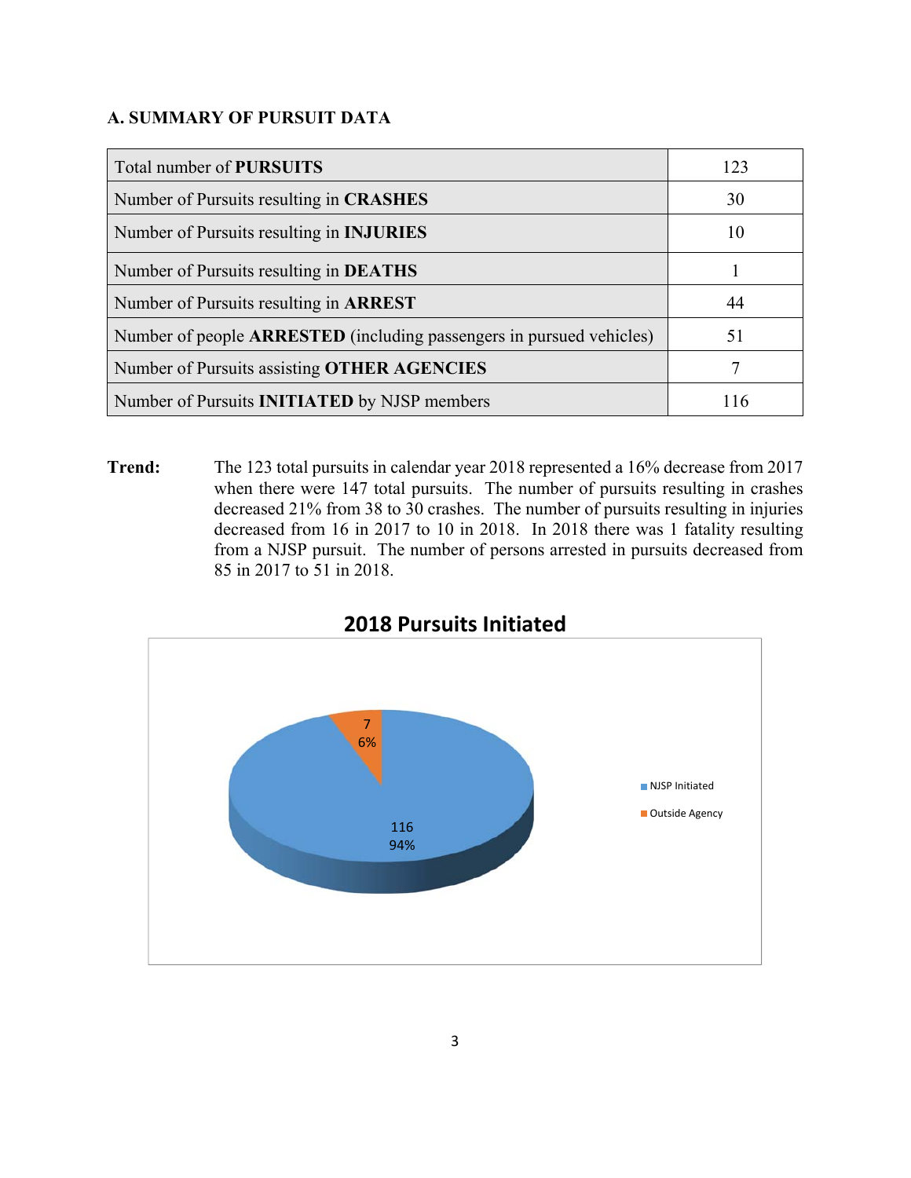## A. SUMMARY OF PURSUIT DATA

| Total number of **PURSUITS** | 123 |
|---|---|
| Number of Pursuits resulting in **CRASHES** | 30 |
| Number of Pursuits resulting in **INJURIES** | 10 |
| Number of Pursuits resulting in **DEATHS** | 1 |
| Number of Pursuits resulting in **ARREST** | 44 |
| Number of people **ARRESTED** (including passengers in pursued vehicles) | 51 |
| Number of Pursuits assisting **OTHER AGENCIES** | 7 |
| Number of Pursuits **INITIATED** by NJSP members | 116 |

**Trend:** The 123 total pursuits in calendar year 2018 represented a 16% decrease from 2017 when there were 147 total pursuits. The number of pursuits resulting in crashes decreased 21% from 38 to 30 crashes. The number of pursuits resulting in injuries decreased from 16 in 2017 to 10 in 2018. In 2018 there was 1 fatality resulting from a NJSP pursuit. The number of persons arrested in pursuits decreased from 85 in 2017 to 51 in 2018.

**2018 Pursuits Initiated**

| | Count | Percent |
|---|---|---|
| NJSP Initiated | 116 | 94% |
| Outside Agency | 7 | 6% |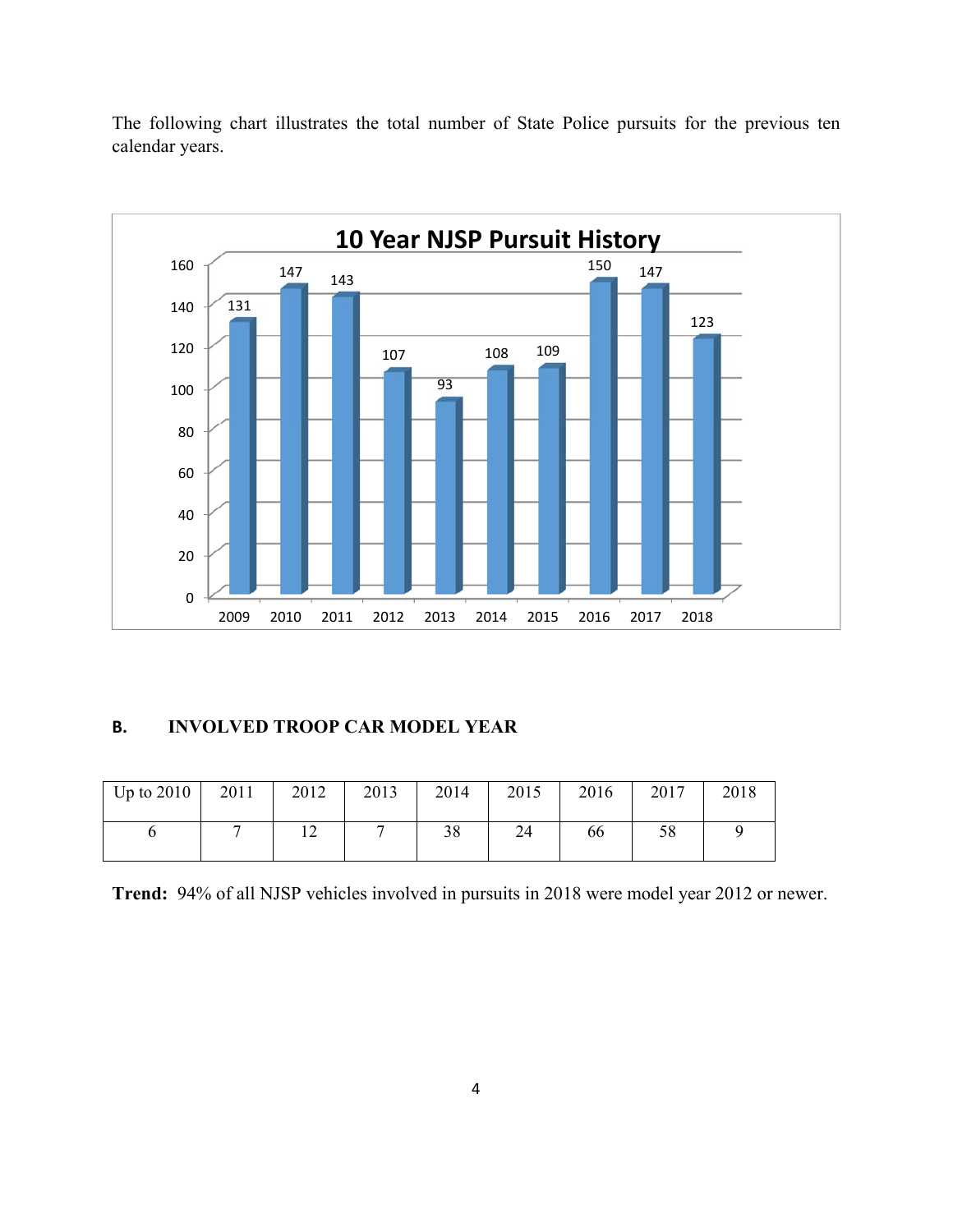The following chart illustrates the total number of State Police pursuits for the previous ten calendar years.

**10 Year NJSP Pursuit History**

| 2009 | 2010 | 2011 | 2012 | 2013 | 2014 | 2015 | 2016 | 2017 | 2018 |
|---|---|---|---|---|---|---|---|---|---|
| 131 | 147 | 143 | 107 | 93 | 108 | 109 | 150 | 147 | 123 |

## B. INVOLVED TROOP CAR MODEL YEAR

| Up to 2010 | 2011 | 2012 | 2013 | 2014 | 2015 | 2016 | 2017 | 2018 |
|---|---|---|---|---|---|---|---|---|
| 6 | 7 | 12 | 7 | 38 | 24 | 66 | 58 | 9 |

**Trend:** 94% of all NJSP vehicles involved in pursuits in 2018 were model year 2012 or newer.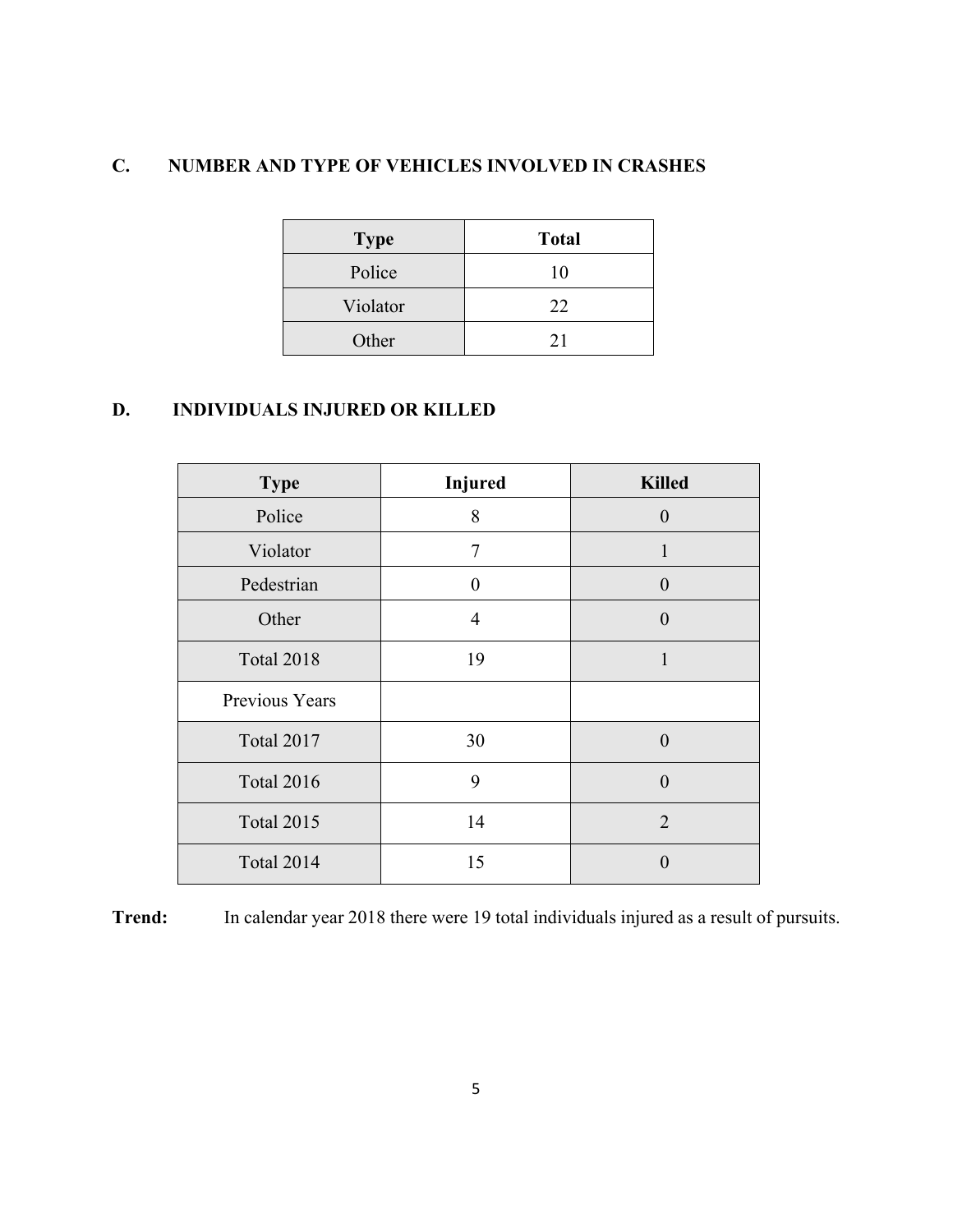## C. NUMBER AND TYPE OF VEHICLES INVOLVED IN CRASHES

| Type | Total |
|---|---|
| Police | 10 |
| Violator | 22 |
| Other | 21 |

## D. INDIVIDUALS INJURED OR KILLED

| Type | Injured | Killed |
|---|---|---|
| Police | 8 | 0 |
| Violator | 7 | 1 |
| Pedestrian | 0 | 0 |
| Other | 4 | 0 |
| Total 2018 | 19 | 1 |
| Previous Years | | |
| Total 2017 | 30 | 0 |
| Total 2016 | 9 | 0 |
| Total 2015 | 14 | 2 |
| Total 2014 | 15 | 0 |

**Trend:** In calendar year 2018 there were 19 total individuals injured as a result of pursuits.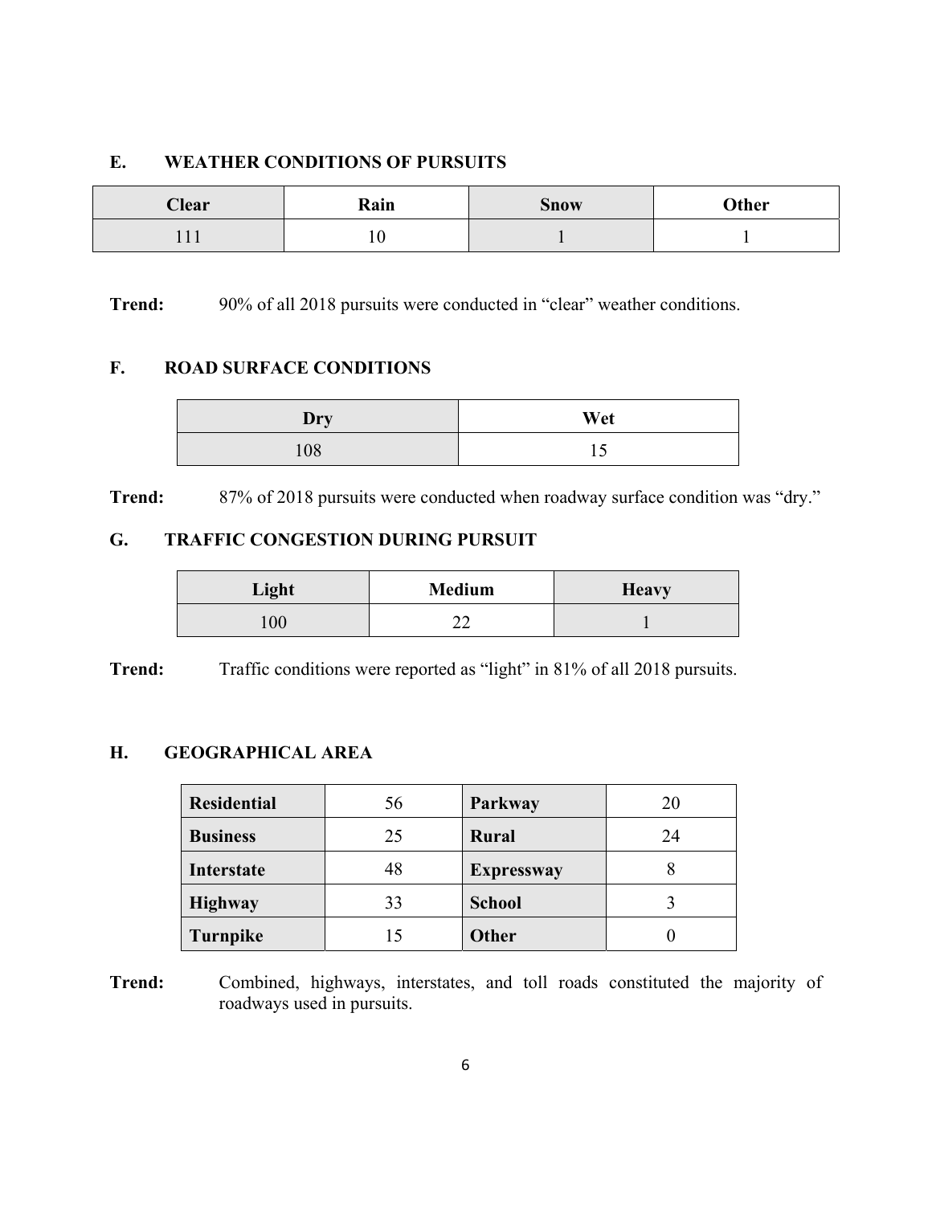## E. WEATHER CONDITIONS OF PURSUITS

| Clear | Rain | Snow | Other |
|---|---|---|---|
| 111 | 10 | 1 | 1 |

**Trend:** 90% of all 2018 pursuits were conducted in "clear" weather conditions.

## F. ROAD SURFACE CONDITIONS

| Dry | Wet |
|---|---|
| 108 | 15 |

**Trend:** 87% of 2018 pursuits were conducted when roadway surface condition was "dry."

## G. TRAFFIC CONGESTION DURING PURSUIT

| Light | Medium | Heavy |
|---|---|---|
| 100 | 22 | 1 |

**Trend:** Traffic conditions were reported as "light" in 81% of all 2018 pursuits.

## H. GEOGRAPHICAL AREA

| | | | |
|---|---|---|---|
| **Residential** | 56 | **Parkway** | 20 |
| **Business** | 25 | **Rural** | 24 |
| **Interstate** | 48 | **Expressway** | 8 |
| **Highway** | 33 | **School** | 3 |
| **Turnpike** | 15 | **Other** | 0 |

**Trend:** Combined, highways, interstates, and toll roads constituted the majority of roadways used in pursuits.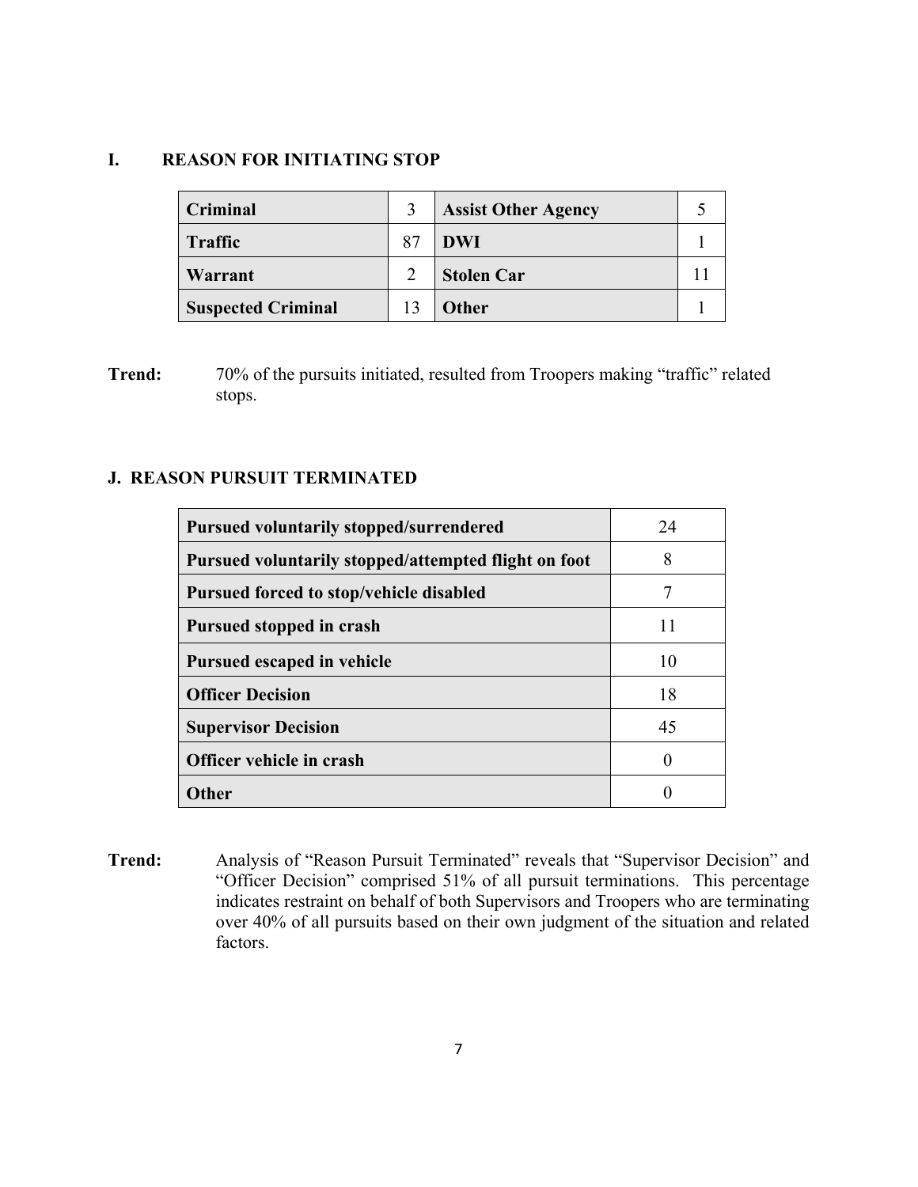## I. REASON FOR INITIATING STOP

| | | | |
|---|---|---|---|
| **Criminal** | 3 | **Assist Other Agency** | 5 |
| **Traffic** | 87 | **DWI** | 1 |
| **Warrant** | 2 | **Stolen Car** | 11 |
| **Suspected Criminal** | 13 | **Other** | 1 |

**Trend:** 70% of the pursuits initiated, resulted from Troopers making "traffic" related stops.

## J. REASON PURSUIT TERMINATED

| | |
|---|---|
| **Pursued voluntarily stopped/surrendered** | 24 |
| **Pursued voluntarily stopped/attempted flight on foot** | 8 |
| **Pursued forced to stop/vehicle disabled** | 7 |
| **Pursued stopped in crash** | 11 |
| **Pursued escaped in vehicle** | 10 |
| **Officer Decision** | 18 |
| **Supervisor Decision** | 45 |
| **Officer vehicle in crash** | 0 |
| **Other** | 0 |

**Trend:** Analysis of "Reason Pursuit Terminated" reveals that "Supervisor Decision" and "Officer Decision" comprised 51% of all pursuit terminations. This percentage indicates restraint on behalf of both Supervisors and Troopers who are terminating over 40% of all pursuits based on their own judgment of the situation and related factors.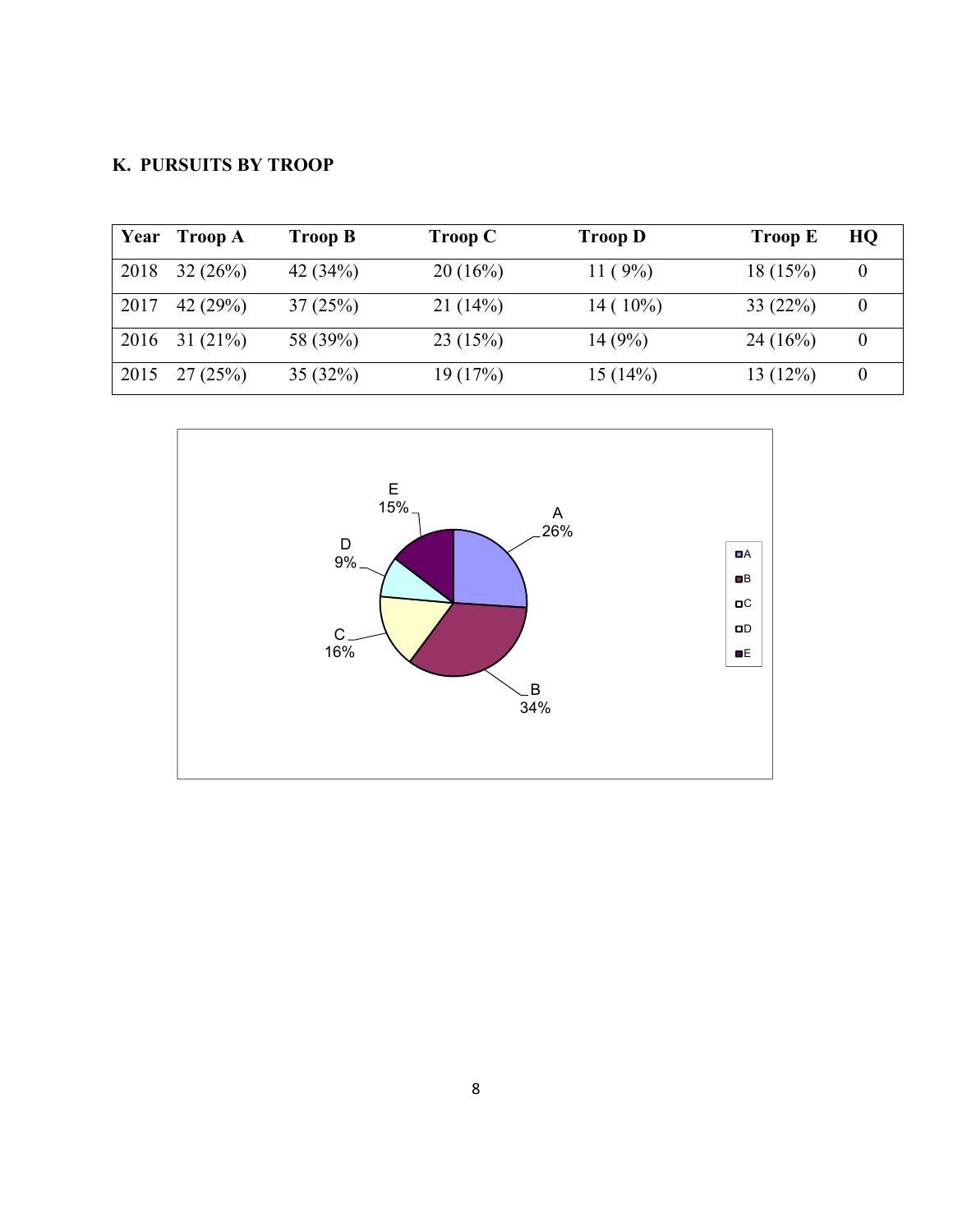## K. PURSUITS BY TROOP

| Year | Troop A | Troop B | Troop C | Troop D | Troop E | HQ |
|---|---|---|---|---|---|---|
| 2018 | 32 (26%) | 42 (34%) | 20 (16%) | 11 ( 9%) | 18 (15%) | 0 |
| 2017 | 42 (29%) | 37 (25%) | 21 (14%) | 14 ( 10%) | 33 (22%) | 0 |
| 2016 | 31 (21%) | 58 (39%) | 23 (15%) | 14 (9%) | 24 (16%) | 0 |
| 2015 | 27 (25%) | 35 (32%) | 19 (17%) | 15 (14%) | 13 (12%) | 0 |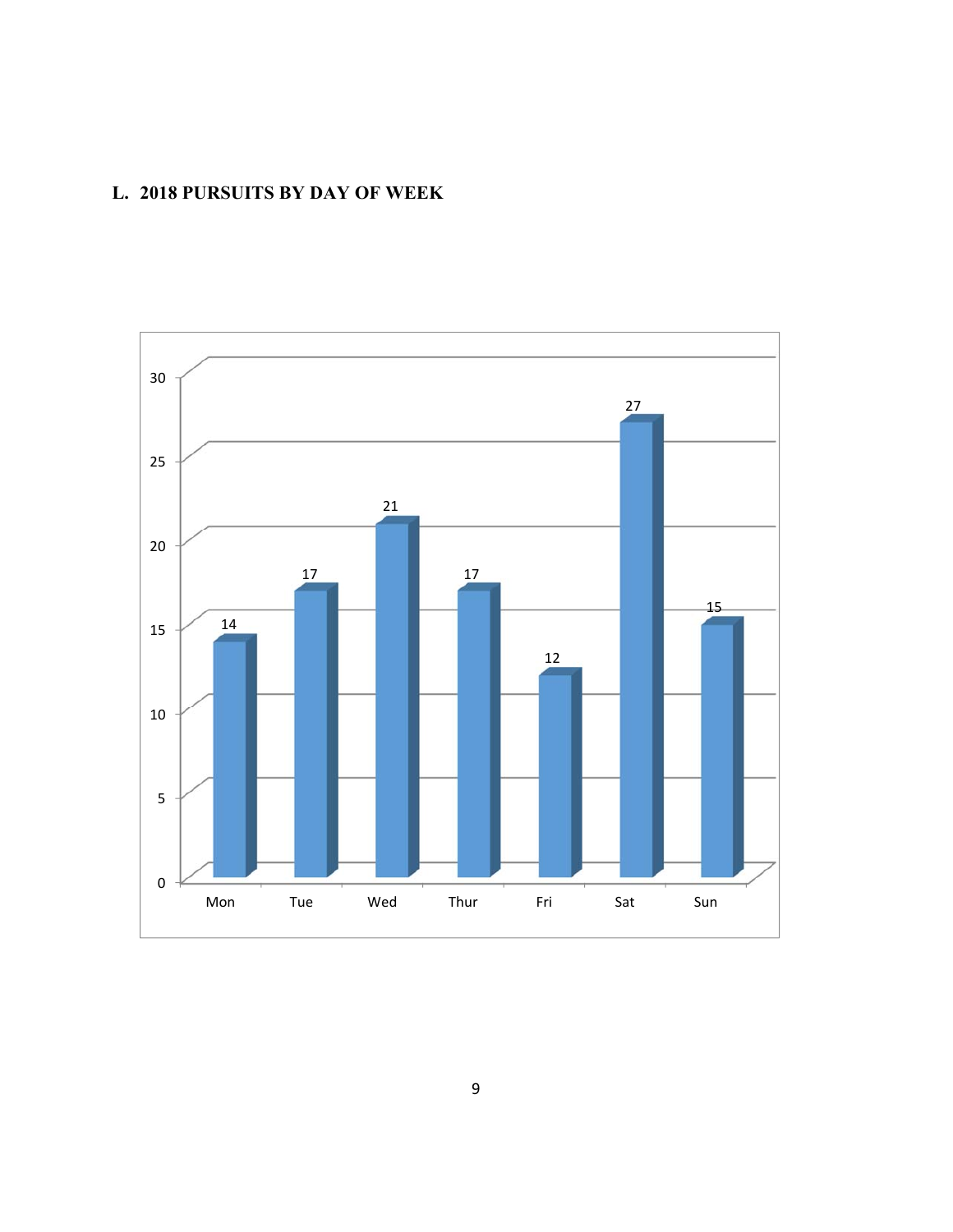## L. 2018 PURSUITS BY DAY OF WEEK

| Day | Pursuits |
|---|---|
| Mon | 14 |
| Tue | 17 |
| Wed | 21 |
| Thur | 17 |
| Fri | 12 |
| Sat | 27 |
| Sun | 15 |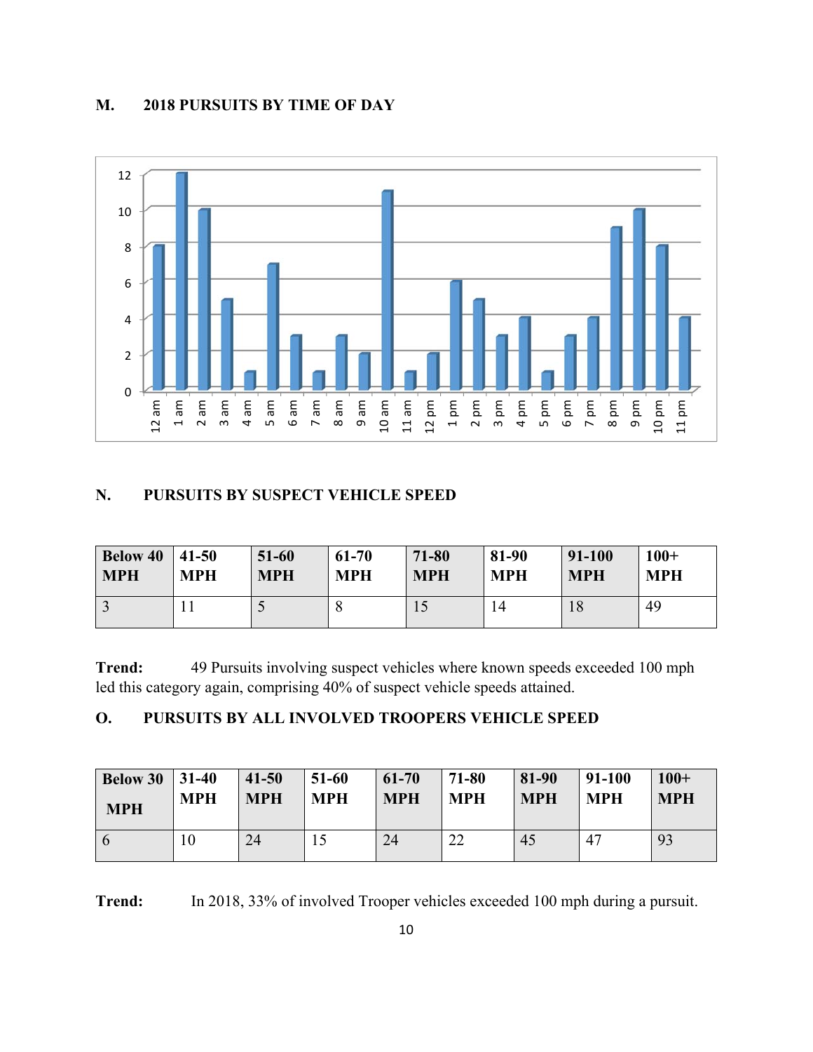## M. 2018 PURSUITS BY TIME OF DAY

| Time | Pursuits |
|---|---|
| 12 am | 8 |
| 1 am | 12 |
| 2 am | 10 |
| 3 am | 5 |
| 4 am | 1 |
| 5 am | 7 |
| 6 am | 3 |
| 7 am | 1 |
| 8 am | 3 |
| 9 am | 2 |
| 10 am | 11 |
| 11 am | 1 |
| 12 pm | 2 |
| 1 pm | 6 |
| 2 pm | 5 |
| 3 pm | 3 |
| 4 pm | 4 |
| 5 pm | 1 |
| 6 pm | 3 |
| 7 pm | 4 |
| 8 pm | 9 |
| 9 pm | 10 |
| 10 pm | 8 |
| 11 pm | 4 |

## N. PURSUITS BY SUSPECT VEHICLE SPEED

| Below 40 MPH | 41-50 MPH | 51-60 MPH | 61-70 MPH | 71-80 MPH | 81-90 MPH | 91-100 MPH | 100+ MPH |
|---|---|---|---|---|---|---|---|
| 3 | 11 | 5 | 8 | 15 | 14 | 18 | 49 |

**Trend:** 49 Pursuits involving suspect vehicles where known speeds exceeded 100 mph led this category again, comprising 40% of suspect vehicle speeds attained.

## O. PURSUITS BY ALL INVOLVED TROOPERS VEHICLE SPEED

| Below 30 MPH | 31-40 MPH | 41-50 MPH | 51-60 MPH | 61-70 MPH | 71-80 MPH | 81-90 MPH | 91-100 MPH | 100+ MPH |
|---|---|---|---|---|---|---|---|---|
| 6 | 10 | 24 | 15 | 24 | 22 | 45 | 47 | 93 |

**Trend:** In 2018, 33% of involved Trooper vehicles exceeded 100 mph during a pursuit.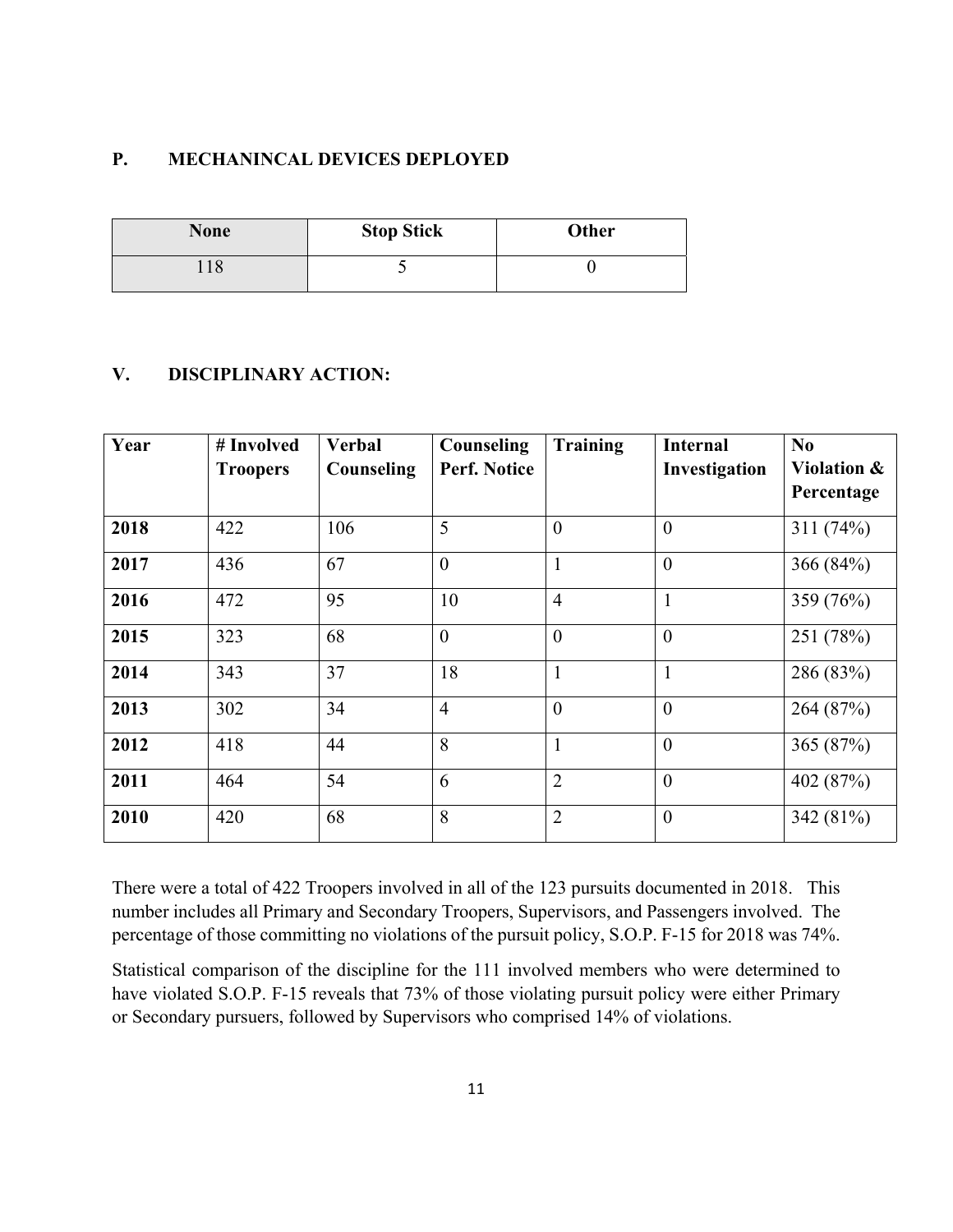## P. MECHANINCAL DEVICES DEPLOYED

| None | Stop Stick | Other |
|---|---|---|
| 118 | 5 | 0 |

## V. DISCIPLINARY ACTION:

| Year | # Involved Troopers | Verbal Counseling | Counseling Perf. Notice | Training | Internal Investigation | No Violation & Percentage |
|---|---|---|---|---|---|---|
| **2018** | 422 | 106 | 5 | 0 | 0 | 311 (74%) |
| **2017** | 436 | 67 | 0 | 1 | 0 | 366 (84%) |
| **2016** | 472 | 95 | 10 | 4 | 1 | 359 (76%) |
| **2015** | 323 | 68 | 0 | 0 | 0 | 251 (78%) |
| **2014** | 343 | 37 | 18 | 1 | 1 | 286 (83%) |
| **2013** | 302 | 34 | 4 | 0 | 0 | 264 (87%) |
| **2012** | 418 | 44 | 8 | 1 | 0 | 365 (87%) |
| **2011** | 464 | 54 | 6 | 2 | 0 | 402 (87%) |
| **2010** | 420 | 68 | 8 | 2 | 0 | 342 (81%) |

There were a total of 422 Troopers involved in all of the 123 pursuits documented in 2018. This number includes all Primary and Secondary Troopers, Supervisors, and Passengers involved. The percentage of those committing no violations of the pursuit policy, S.O.P. F-15 for 2018 was 74%.

Statistical comparison of the discipline for the 111 involved members who were determined to have violated S.O.P. F-15 reveals that 73% of those violating pursuit policy were either Primary or Secondary pursuers, followed by Supervisors who comprised 14% of violations.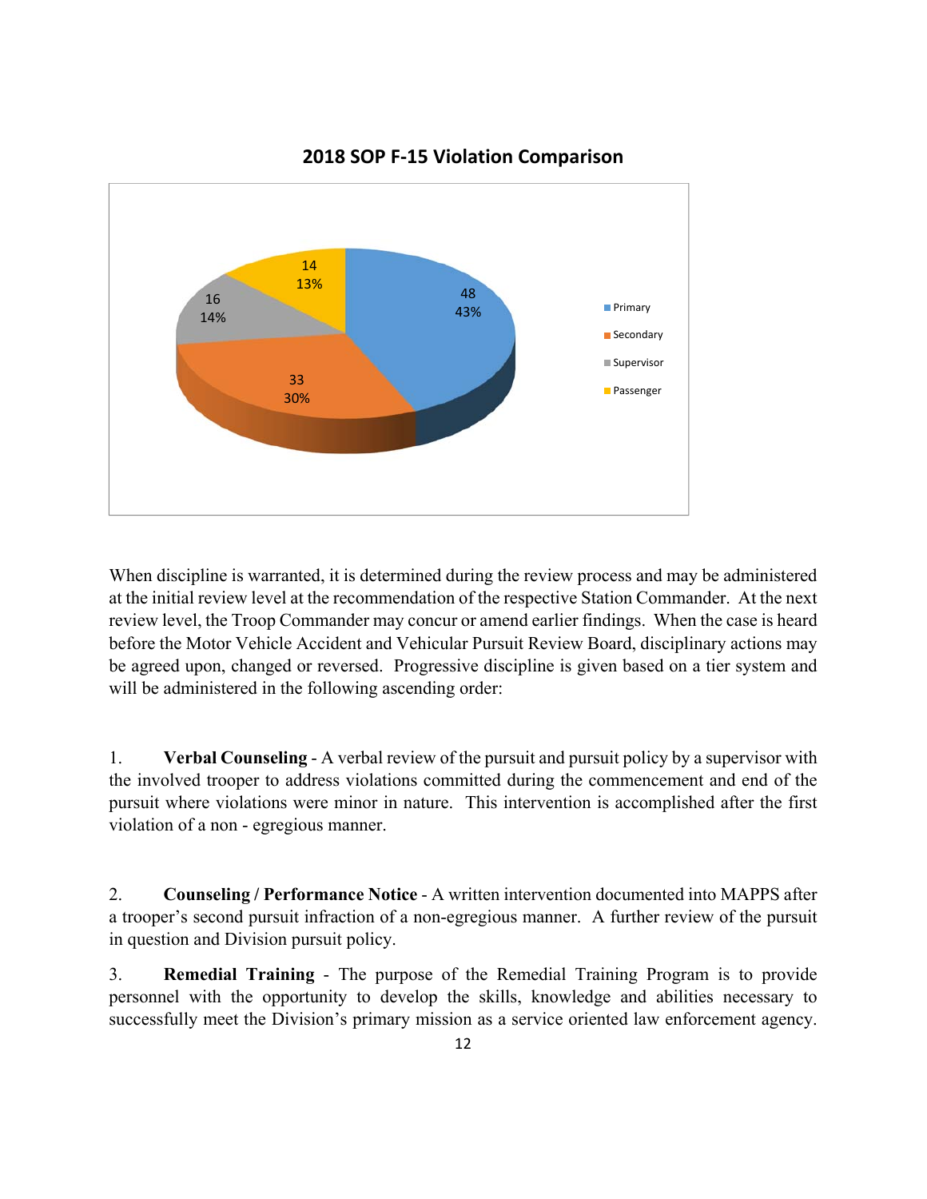**2018 SOP F-15 Violation Comparison**

| Category | Count | Percent |
|---|---|---|
| Primary | 48 | 43% |
| Secondary | 33 | 30% |
| Supervisor | 16 | 14% |
| Passenger | 14 | 13% |

When discipline is warranted, it is determined during the review process and may be administered at the initial review level at the recommendation of the respective Station Commander. At the next review level, the Troop Commander may concur or amend earlier findings. When the case is heard before the Motor Vehicle Accident and Vehicular Pursuit Review Board, disciplinary actions may be agreed upon, changed or reversed. Progressive discipline is given based on a tier system and will be administered in the following ascending order:

1. **Verbal Counseling** - A verbal review of the pursuit and pursuit policy by a supervisor with the involved trooper to address violations committed during the commencement and end of the pursuit where violations were minor in nature. This intervention is accomplished after the first violation of a non - egregious manner.

2. **Counseling / Performance Notice** - A written intervention documented into MAPPS after a trooper's second pursuit infraction of a non-egregious manner. A further review of the pursuit in question and Division pursuit policy.

3. **Remedial Training** - The purpose of the Remedial Training Program is to provide personnel with the opportunity to develop the skills, knowledge and abilities necessary to successfully meet the Division's primary mission as a service oriented law enforcement agency.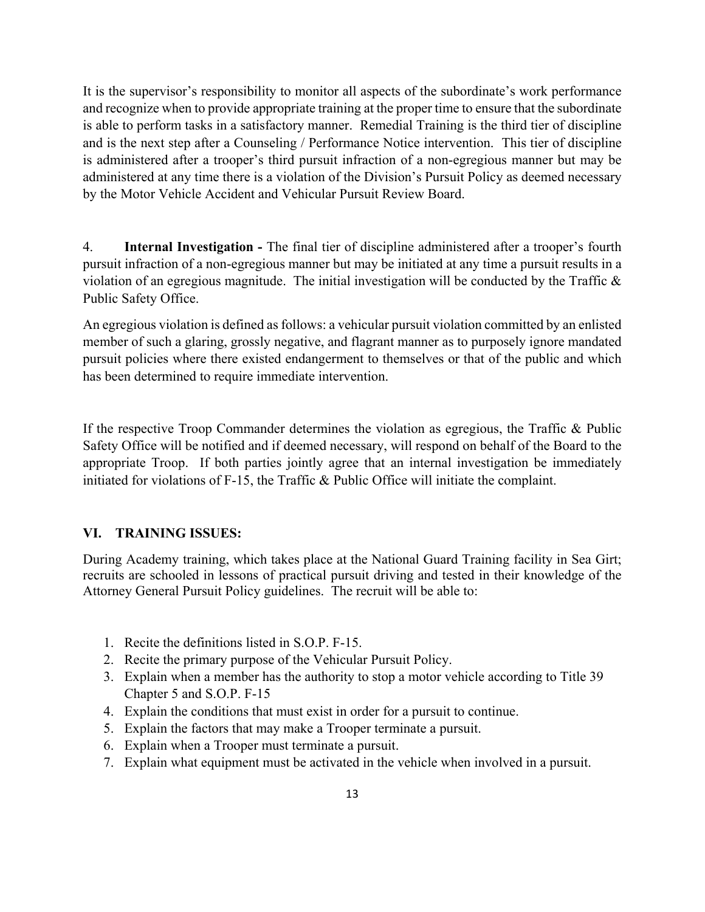It is the supervisor's responsibility to monitor all aspects of the subordinate's work performance and recognize when to provide appropriate training at the proper time to ensure that the subordinate is able to perform tasks in a satisfactory manner. Remedial Training is the third tier of discipline and is the next step after a Counseling / Performance Notice intervention. This tier of discipline is administered after a trooper's third pursuit infraction of a non-egregious manner but may be administered at any time there is a violation of the Division's Pursuit Policy as deemed necessary by the Motor Vehicle Accident and Vehicular Pursuit Review Board.

4. **Internal Investigation -** The final tier of discipline administered after a trooper's fourth pursuit infraction of a non-egregious manner but may be initiated at any time a pursuit results in a violation of an egregious magnitude. The initial investigation will be conducted by the Traffic & Public Safety Office.

An egregious violation is defined as follows: a vehicular pursuit violation committed by an enlisted member of such a glaring, grossly negative, and flagrant manner as to purposely ignore mandated pursuit policies where there existed endangerment to themselves or that of the public and which has been determined to require immediate intervention.

If the respective Troop Commander determines the violation as egregious, the Traffic & Public Safety Office will be notified and if deemed necessary, will respond on behalf of the Board to the appropriate Troop. If both parties jointly agree that an internal investigation be immediately initiated for violations of F-15, the Traffic & Public Office will initiate the complaint.

## VI. TRAINING ISSUES:

During Academy training, which takes place at the National Guard Training facility in Sea Girt; recruits are schooled in lessons of practical pursuit driving and tested in their knowledge of the Attorney General Pursuit Policy guidelines. The recruit will be able to:

1. Recite the definitions listed in S.O.P. F-15.
2. Recite the primary purpose of the Vehicular Pursuit Policy.
3. Explain when a member has the authority to stop a motor vehicle according to Title 39 Chapter 5 and S.O.P. F-15
4. Explain the conditions that must exist in order for a pursuit to continue.
5. Explain the factors that may make a Trooper terminate a pursuit.
6. Explain when a Trooper must terminate a pursuit.
7. Explain what equipment must be activated in the vehicle when involved in a pursuit.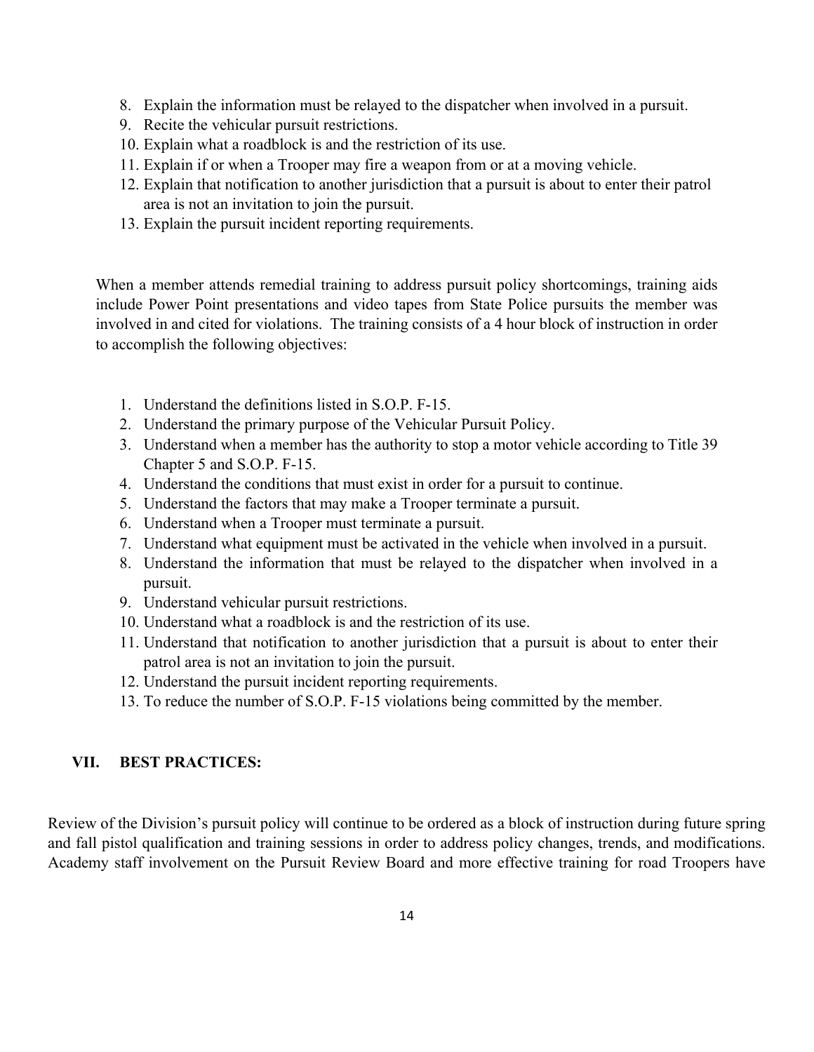8. Explain the information must be relayed to the dispatcher when involved in a pursuit.
9. Recite the vehicular pursuit restrictions.
10. Explain what a roadblock is and the restriction of its use.
11. Explain if or when a Trooper may fire a weapon from or at a moving vehicle.
12. Explain that notification to another jurisdiction that a pursuit is about to enter their patrol area is not an invitation to join the pursuit.
13. Explain the pursuit incident reporting requirements.

When a member attends remedial training to address pursuit policy shortcomings, training aids include Power Point presentations and video tapes from State Police pursuits the member was involved in and cited for violations. The training consists of a 4 hour block of instruction in order to accomplish the following objectives:

1. Understand the definitions listed in S.O.P. F-15.
2. Understand the primary purpose of the Vehicular Pursuit Policy.
3. Understand when a member has the authority to stop a motor vehicle according to Title 39 Chapter 5 and S.O.P. F-15.
4. Understand the conditions that must exist in order for a pursuit to continue.
5. Understand the factors that may make a Trooper terminate a pursuit.
6. Understand when a Trooper must terminate a pursuit.
7. Understand what equipment must be activated in the vehicle when involved in a pursuit.
8. Understand the information that must be relayed to the dispatcher when involved in a pursuit.
9. Understand vehicular pursuit restrictions.
10. Understand what a roadblock is and the restriction of its use.
11. Understand that notification to another jurisdiction that a pursuit is about to enter their patrol area is not an invitation to join the pursuit.
12. Understand the pursuit incident reporting requirements.
13. To reduce the number of S.O.P. F-15 violations being committed by the member.

## VII. BEST PRACTICES:

Review of the Division's pursuit policy will continue to be ordered as a block of instruction during future spring and fall pistol qualification and training sessions in order to address policy changes, trends, and modifications. Academy staff involvement on the Pursuit Review Board and more effective training for road Troopers have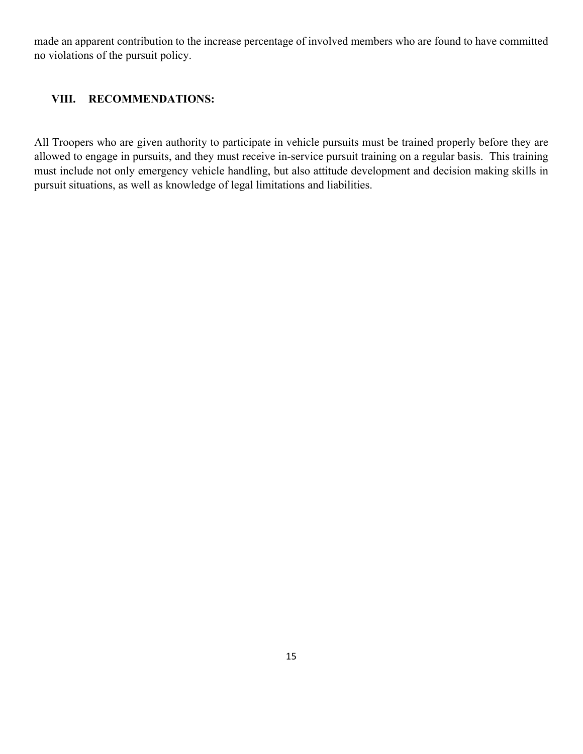made an apparent contribution to the increase percentage of involved members who are found to have committed no violations of the pursuit policy.

## VIII. RECOMMENDATIONS:

All Troopers who are given authority to participate in vehicle pursuits must be trained properly before they are allowed to engage in pursuits, and they must receive in-service pursuit training on a regular basis. This training must include not only emergency vehicle handling, but also attitude development and decision making skills in pursuit situations, as well as knowledge of legal limitations and liabilities.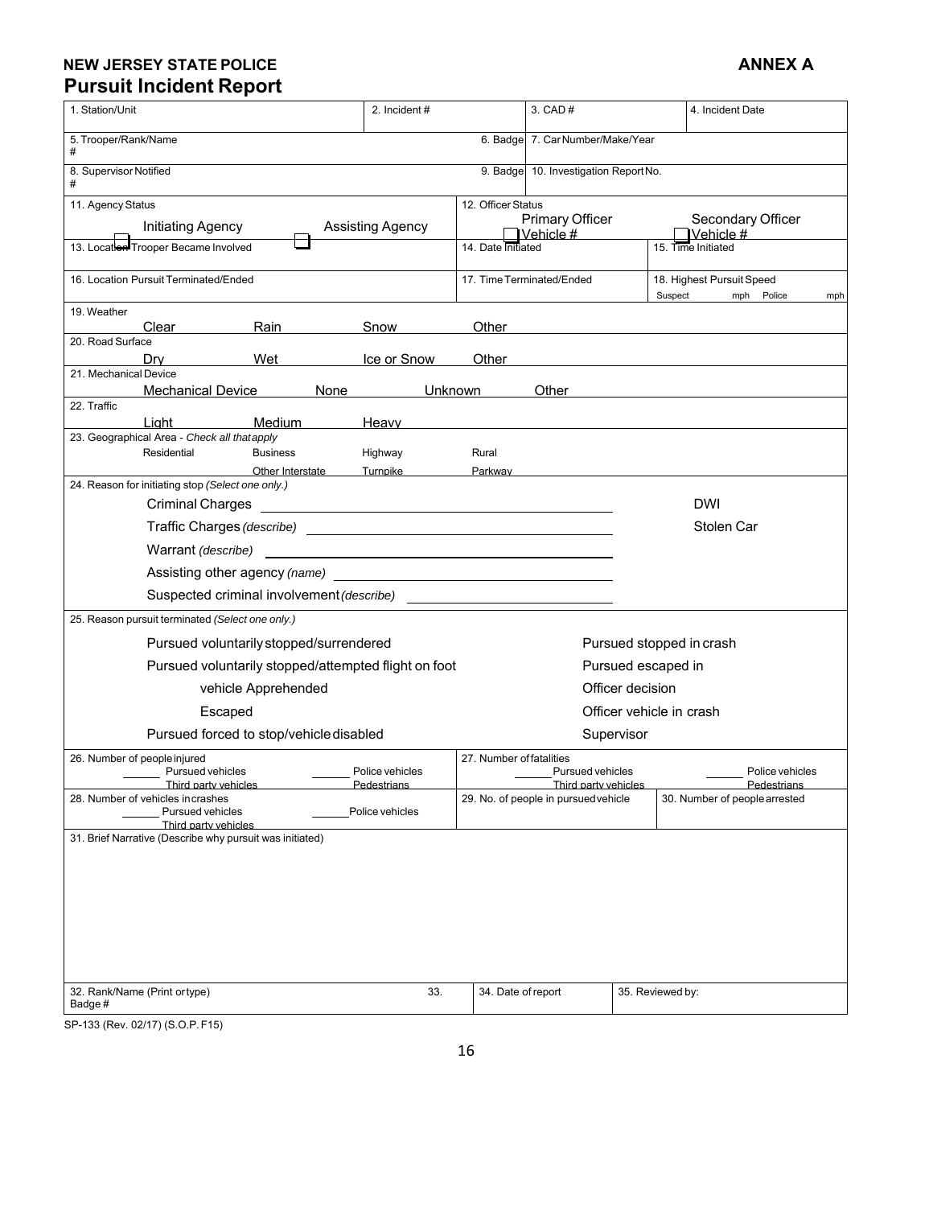**NEW JERSEY STATE POLICE** **ANNEX A**

# Pursuit Incident Report

| | | | |
|---|---|---|---|
| 1. Station/Unit | 2. Incident # | 3. CAD # | 4. Incident Date |
| 5. Trooper/Rank/Name # | 6. Badge | 7. Car Number/Make/Year | |
| 8. Supervisor Notified # | 9. Badge | 10. Investigation Report No. | |
| 11. Agency Status<br>Initiating Agency ☐ Assisting Agency ☐ | 12. Officer Status<br>Primary Officer ☐ Vehicle # Secondary Officer ☐ Vehicle # | | |
| 13. Location Trooper Became Involved | 14. Date Initiated | 15. Time Initiated | |
| 16. Location Pursuit Terminated/Ended | 17. Time Terminated/Ended | 18. Highest Pursuit Speed<br>Suspect mph Police mph | |

19. Weather
Clear Rain Snow Other

20. Road Surface
Dry Wet Ice or Snow Other

21. Mechanical Device
Mechanical Device None Unknown Other

22. Traffic
Light Medium Heavy

23. Geographical Area - *Check all that apply*
Residential Business Highway Rural
Other Interstate Turnpike Parkway

24. Reason for initiating stop *(Select one only.)*

- Criminal Charges ____________________
- Traffic Charges *(describe)* ____________________
- Warrant *(describe)* ____________________
- Assisting other agency *(name)* ____________________
- Suspected criminal involvement *(describe)* ____________________
- DWI
- Stolen Car

25. Reason pursuit terminated *(Select one only.)*

- Pursued voluntarily stopped/surrendered
- Pursued voluntarily stopped/attempted flight on foot
  - vehicle Apprehended
  - Escaped
- Pursued forced to stop/vehicle disabled
- Pursued stopped in crash
- Pursued escaped in
- Officer decision
- Officer vehicle in crash
- Supervisor

| | |
|---|---|
| 26. Number of people injured<br>_____ Pursued vehicles _____ Police vehicles<br>Third party vehicles Pedestrians | 27. Number of fatalities<br>_____ Pursued vehicles _____ Police vehicles<br>Third party vehicles Pedestrians |
| 28. Number of vehicles in crashes<br>_____ Pursued vehicles _____ Police vehicles<br>Third party vehicles | 29. No. of people in pursued vehicle<br><br>30. Number of people arrested |

31. Brief Narrative (Describe why pursuit was initiated)

| | | | |
|---|---|---|---|
| 32. Rank/Name (Print or type) Badge # | 33. | 34. Date of report | 35. Reviewed by: |

SP-133 (Rev. 02/17) (S.O.P. F15)